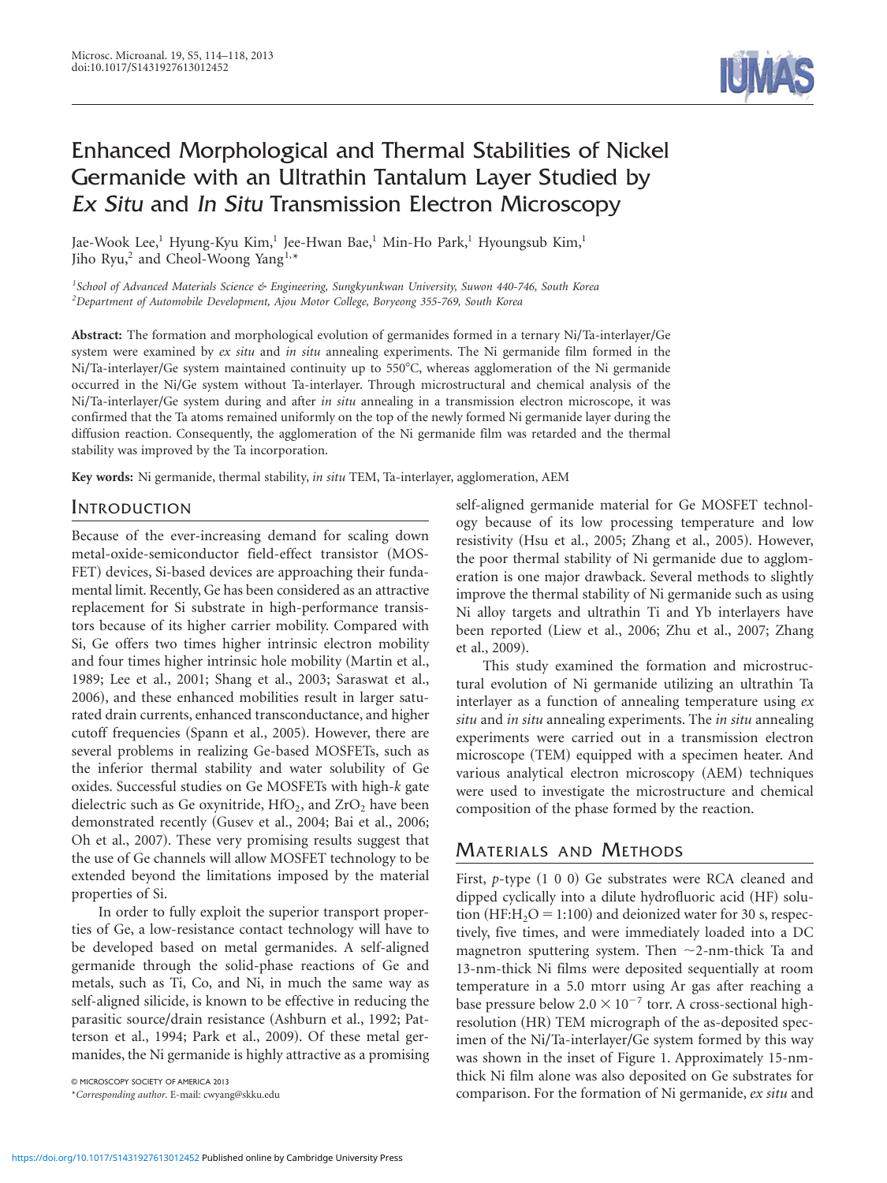# Enhanced Morphological and Thermal Stabilities of Nickel Germanide with an Ultrathin Tantalum Layer Studied by *Ex Situ* and *In Situ* Transmission Electron Microscopy

Jae-Wook Lee,[1] Hyung-Kyu Kim,[1] Jee-Hwan Bae,[1] Min-Ho Park,[1] Hyoungsub Kim,[1] Jiho Ryu,[2] and Cheol-Woong Yang[1,*]

[1]*School of Advanced Materials Science & Engineering, Sungkyunkwan University, Suwon 440-746, South Korea*
[2]*Department of Automobile Development, Ajou Motor College, Boryeong 355-769, South Korea*

**Abstract:** The formation and morphological evolution of germanides formed in a ternary Ni/Ta-interlayer/Ge system were examined by *ex situ* and *in situ* annealing experiments. The Ni germanide film formed in the Ni/Ta-interlayer/Ge system maintained continuity up to 550°C, whereas agglomeration of the Ni germanide occurred in the Ni/Ge system without Ta-interlayer. Through microstructural and chemical analysis of the Ni/Ta-interlayer/Ge system during and after *in situ* annealing in a transmission electron microscope, it was confirmed that the Ta atoms remained uniformly on the top of the newly formed Ni germanide layer during the diffusion reaction. Consequently, the agglomeration of the Ni germanide film was retarded and the thermal stability was improved by the Ta incorporation.

**Key words:** Ni germanide, thermal stability, *in situ* TEM, Ta-interlayer, agglomeration, AEM

## Introduction

Because of the ever-increasing demand for scaling down metal-oxide-semiconductor field-effect transistor (MOSFET) devices, Si-based devices are approaching their fundamental limit. Recently, Ge has been considered as an attractive replacement for Si substrate in high-performance transistors because of its higher carrier mobility. Compared with Si, Ge offers two times higher intrinsic electron mobility and four times higher intrinsic hole mobility (Martin et al., 1989; Lee et al., 2001; Shang et al., 2003; Saraswat et al., 2006), and these enhanced mobilities result in larger saturated drain currents, enhanced transconductance, and higher cutoff frequencies (Spann et al., 2005). However, there are several problems in realizing Ge-based MOSFETs, such as the inferior thermal stability and water solubility of Ge oxides. Successful studies on Ge MOSFETs with high-*k* gate dielectric such as Ge oxynitride, $HfO_2$, and $ZrO_2$ have been demonstrated recently (Gusev et al., 2004; Bai et al., 2006; Oh et al., 2007). These very promising results suggest that the use of Ge channels will allow MOSFET technology to be extended beyond the limitations imposed by the material properties of Si.

In order to fully exploit the superior transport properties of Ge, a low-resistance contact technology will have to be developed based on metal germanides. A self-aligned germanide through the solid-phase reactions of Ge and metals, such as Ti, Co, and Ni, in much the same way as self-aligned silicide, is known to be effective in reducing the parasitic source/drain resistance (Ashburn et al., 1992; Patterson et al., 1994; Park et al., 2009). Of these metal germanides, the Ni germanide is highly attractive as a promising self-aligned germanide material for Ge MOSFET technology because of its low processing temperature and low resistivity (Hsu et al., 2005; Zhang et al., 2005). However, the poor thermal stability of Ni germanide due to agglomeration is one major drawback. Several methods to slightly improve the thermal stability of Ni germanide such as using Ni alloy targets and ultrathin Ti and Yb interlayers have been reported (Liew et al., 2006; Zhu et al., 2007; Zhang et al., 2009).

This study examined the formation and microstructural evolution of Ni germanide utilizing an ultrathin Ta interlayer as a function of annealing temperature using *ex situ* and *in situ* annealing experiments. The *in situ* annealing experiments were carried out in a transmission electron microscope (TEM) equipped with a specimen heater. And various analytical electron microscopy (AEM) techniques were used to investigate the microstructure and chemical composition of the phase formed by the reaction.

## Materials and Methods

First, *p*-type (1 0 0) Ge substrates were RCA cleaned and dipped cyclically into a dilute hydrofluoric acid (HF) solution ($HF:H_2O = 1:100$) and deionized water for 30 s, respectively, five times, and were immediately loaded into a DC magnetron sputtering system. Then ~2-nm-thick Ta and 13-nm-thick Ni films were deposited sequentially at room temperature in a 5.0 mtorr using Ar gas after reaching a base pressure below $2.0 \times 10^{-7}$ torr. A cross-sectional high-resolution (HR) TEM micrograph of the as-deposited specimen of the Ni/Ta-interlayer/Ge system formed by this way was shown in the inset of Figure 1. Approximately 15-nm-thick Ni film alone was also deposited on Ge substrates for comparison. For the formation of Ni germanide, *ex situ* and

© MICROSCOPY SOCIETY OF AMERICA 2013
*Corresponding author. E-mail: cwyang@skku.edu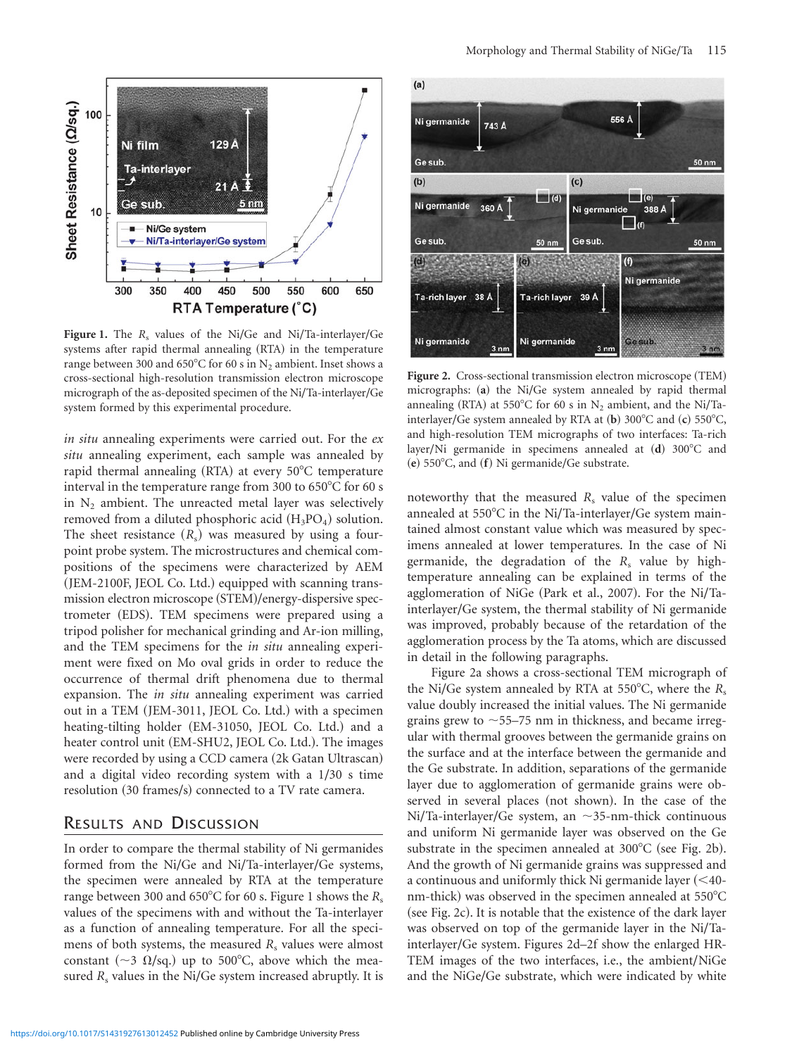**Figure 1.** The $R_s$ values of the Ni/Ge and Ni/Ta-interlayer/Ge systems after rapid thermal annealing (RTA) in the temperature range between 300 and 650°C for 60 s in $N_2$ ambient. Inset shows a cross-sectional high-resolution transmission electron microscope micrograph of the as-deposited specimen of the Ni/Ta-interlayer/Ge system formed by this experimental procedure.

*in situ* annealing experiments were carried out. For the *ex situ* annealing experiment, each sample was annealed by rapid thermal annealing (RTA) at every 50°C temperature interval in the temperature range from 300 to 650°C for 60 s in $N_2$ ambient. The unreacted metal layer was selectively removed from a diluted phosphoric acid ($H_3PO_4$) solution. The sheet resistance ($R_s$) was measured by using a four-point probe system. The microstructures and chemical compositions of the specimens were characterized by AEM (JEM-2100F, JEOL Co. Ltd.) equipped with scanning transmission electron microscope (STEM)/energy-dispersive spectrometer (EDS). TEM specimens were prepared using a tripod polisher for mechanical grinding and Ar-ion milling, and the TEM specimens for the *in situ* annealing experiment were fixed on Mo oval grids in order to reduce the occurrence of thermal drift phenomena due to thermal expansion. The *in situ* annealing experiment was carried out in a TEM (JEM-3011, JEOL Co. Ltd.) with a specimen heating-tilting holder (EM-31050, JEOL Co. Ltd.) and a heater control unit (EM-SHU2, JEOL Co. Ltd.). The images were recorded by using a CCD camera (2k Gatan Ultrascan) and a digital video recording system with a 1/30 s time resolution (30 frames/s) connected to a TV rate camera.

## Results and Discussion

In order to compare the thermal stability of Ni germanides formed from the Ni/Ge and Ni/Ta-interlayer/Ge systems, the specimen were annealed by RTA at the temperature range between 300 and 650°C for 60 s. Figure 1 shows the $R_s$ values of the specimens with and without the Ta-interlayer as a function of annealing temperature. For all the specimens of both systems, the measured $R_s$ values were almost constant (~3 Ω/sq.) up to 500°C, above which the measured $R_s$ values in the Ni/Ge system increased abruptly. It is noteworthy that the measured $R_s$ value of the specimen annealed at 550°C in the Ni/Ta-interlayer/Ge system maintained almost constant value which was measured by specimens annealed at lower temperatures. In the case of Ni germanide, the degradation of the $R_s$ value by high-temperature annealing can be explained in terms of the agglomeration of NiGe (Park et al., 2007). For the Ni/Ta-interlayer/Ge system, the thermal stability of Ni germanide was improved, probably because of the retardation of the agglomeration process by the Ta atoms, which are discussed in detail in the following paragraphs.

**Figure 2.** Cross-sectional transmission electron microscope (TEM) micrographs: (**a**) the Ni/Ge system annealed by rapid thermal annealing (RTA) at 550°C for 60 s in $N_2$ ambient, and the Ni/Ta-interlayer/Ge system annealed by RTA at (**b**) 300°C and (**c**) 550°C, and high-resolution TEM micrographs of two interfaces: Ta-rich layer/Ni germanide in specimens annealed at (**d**) 300°C and (**e**) 550°C, and (**f**) Ni germanide/Ge substrate.

Figure 2a shows a cross-sectional TEM micrograph of the Ni/Ge system annealed by RTA at 550°C, where the $R_s$ value doubly increased the initial values. The Ni germanide grains grew to ~55–75 nm in thickness, and became irregular with thermal grooves between the germanide grains on the surface and at the interface between the germanide and the Ge substrate. In addition, separations of the germanide layer due to agglomeration of germanide grains were observed in several places (not shown). In the case of the Ni/Ta-interlayer/Ge system, an ~35-nm-thick continuous and uniform Ni germanide layer was observed on the Ge substrate in the specimen annealed at 300°C (see Fig. 2b). And the growth of Ni germanide grains was suppressed and a continuous and uniformly thick Ni germanide layer (<40-nm-thick) was observed in the specimen annealed at 550°C (see Fig. 2c). It is notable that the existence of the dark layer was observed on top of the germanide layer in the Ni/Ta-interlayer/Ge system. Figures 2d–2f show the enlarged HR-TEM images of the two interfaces, i.e., the ambient/NiGe and the NiGe/Ge substrate, which were indicated by white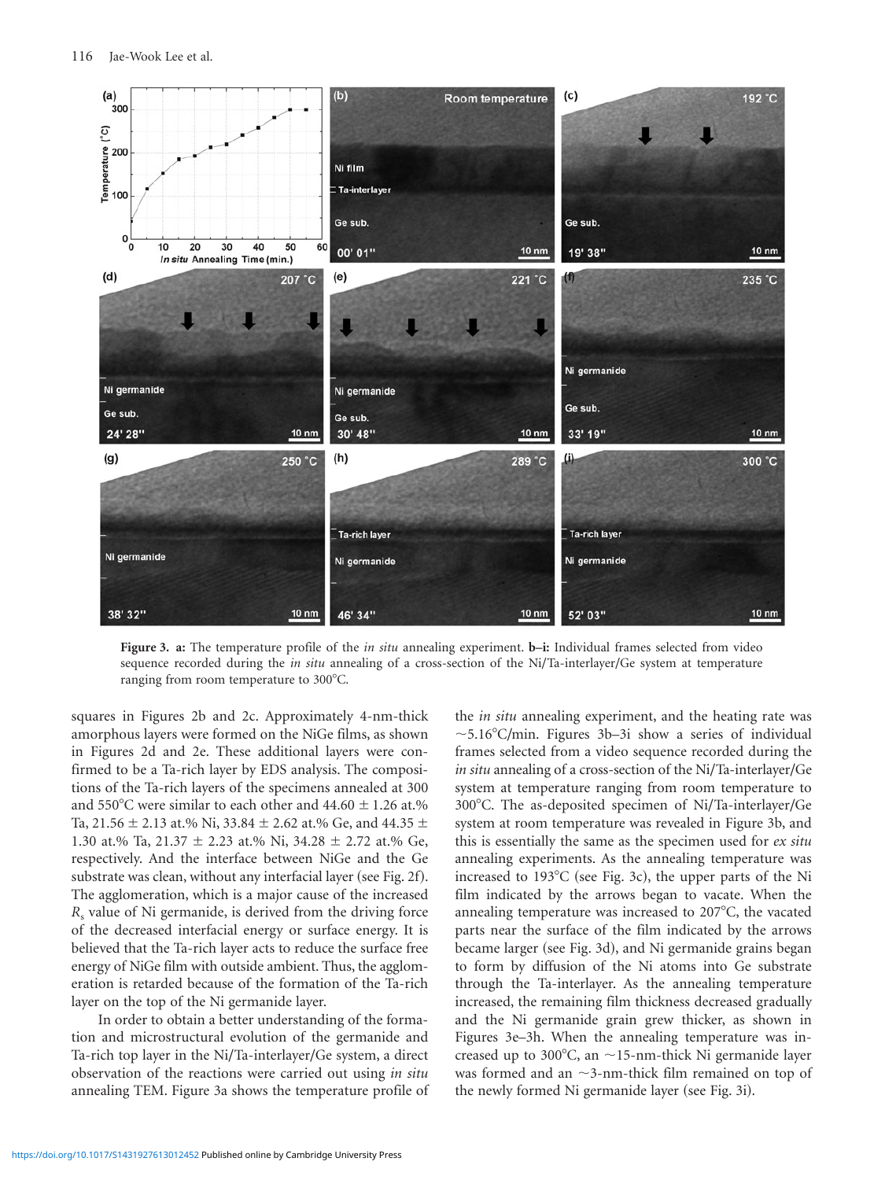**Figure 3. a:** The temperature profile of the *in situ* annealing experiment. **b–i:** Individual frames selected from video sequence recorded during the *in situ* annealing of a cross-section of the Ni/Ta-interlayer/Ge system at temperature ranging from room temperature to 300°C.

squares in Figures 2b and 2c. Approximately 4-nm-thick amorphous layers were formed on the NiGe films, as shown in Figures 2d and 2e. These additional layers were confirmed to be a Ta-rich layer by EDS analysis. The compositions of the Ta-rich layers of the specimens annealed at 300 and 550°C were similar to each other and 44.60 ± 1.26 at.% Ta, 21.56 ± 2.13 at.% Ni, 33.84 ± 2.62 at.% Ge, and 44.35 ± 1.30 at.% Ta, 21.37 ± 2.23 at.% Ni, 34.28 ± 2.72 at.% Ge, respectively. And the interface between NiGe and the Ge substrate was clean, without any interfacial layer (see Fig. 2f). The agglomeration, which is a major cause of the increased $R_s$ value of Ni germanide, is derived from the driving force of the decreased interfacial energy or surface energy. It is believed that the Ta-rich layer acts to reduce the surface free energy of NiGe film with outside ambient. Thus, the agglomeration is retarded because of the formation of the Ta-rich layer on the top of the Ni germanide layer.

In order to obtain a better understanding of the formation and microstructural evolution of the germanide and Ta-rich top layer in the Ni/Ta-interlayer/Ge system, a direct observation of the reactions were carried out using *in situ* annealing TEM. Figure 3a shows the temperature profile of the *in situ* annealing experiment, and the heating rate was ~5.16°C/min. Figures 3b–3i show a series of individual frames selected from a video sequence recorded during the *in situ* annealing of a cross-section of the Ni/Ta-interlayer/Ge system at temperature ranging from room temperature to 300°C. The as-deposited specimen of Ni/Ta-interlayer/Ge system at room temperature was revealed in Figure 3b, and this is essentially the same as the specimen used for *ex situ* annealing experiments. As the annealing temperature was increased to 193°C (see Fig. 3c), the upper parts of the Ni film indicated by the arrows began to vacate. When the annealing temperature was increased to 207°C, the vacated parts near the surface of the film indicated by the arrows became larger (see Fig. 3d), and Ni germanide grains began to form by diffusion of the Ni atoms into Ge substrate through the Ta-interlayer. As the annealing temperature increased, the remaining film thickness decreased gradually and the Ni germanide grain grew thicker, as shown in Figures 3e–3h. When the annealing temperature was increased up to 300°C, an ~15-nm-thick Ni germanide layer was formed and an ~3-nm-thick film remained on top of the newly formed Ni germanide layer (see Fig. 3i).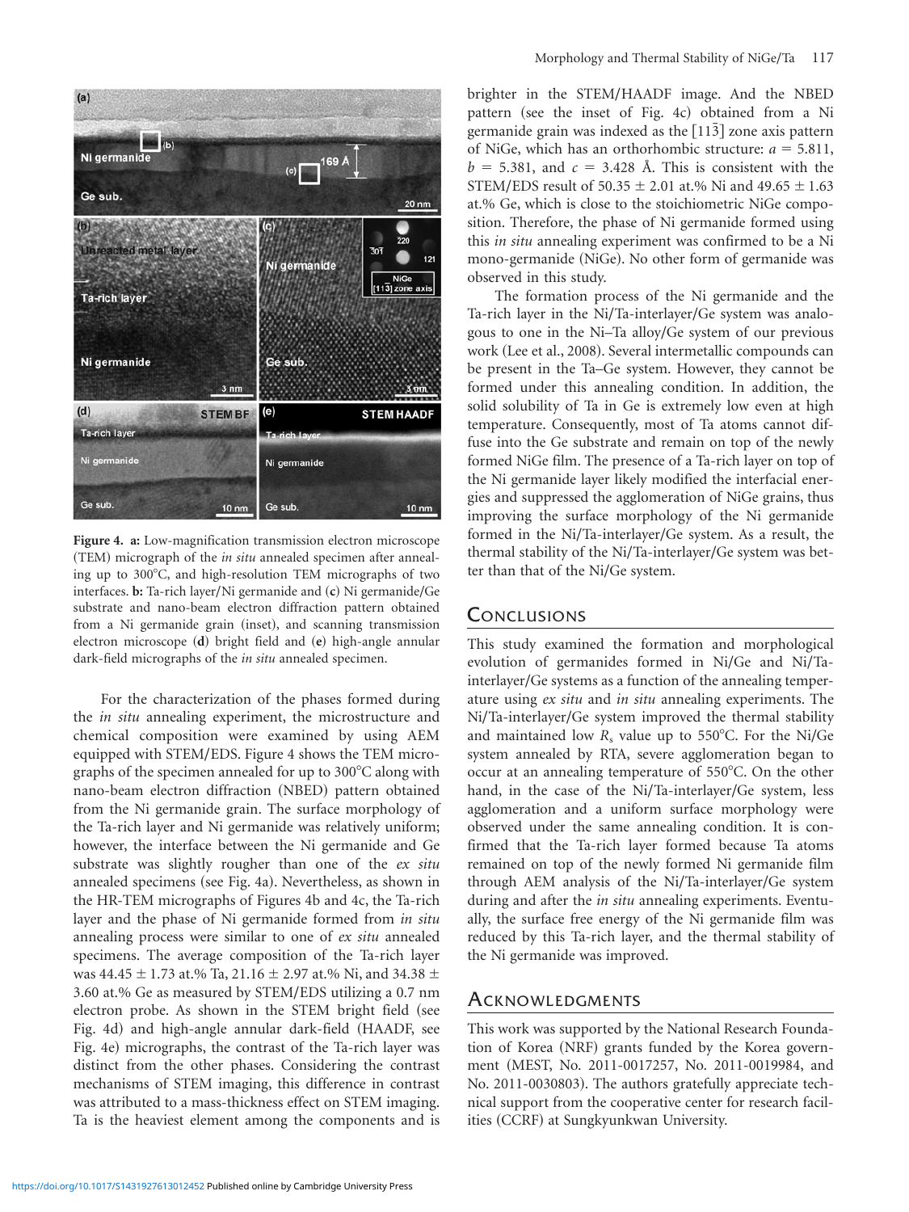(a)

Ni germanide

(b)

169 Å

(c)

Ge sub.

20 nm

(b)

Unreacted metal layer

Ta-rich layer

Ni germanide

3 nm

(c)

Ni germanide

220

$\bar{3}0\bar{1}$

121

NiGe
$[11\bar{3}]$ zone axis

Ge sub.

3 nm

(d) STEM BF

Ta-rich layer

Ni germanide

Ge sub.

10 nm

(e) STEM HAADF

Ta-rich layer

Ni germanide

Ge sub.

10 nm

**Figure 4. a:** Low-magnification transmission electron microscope (TEM) micrograph of the *in situ* annealed specimen after annealing up to 300°C, and high-resolution TEM micrographs of two interfaces. **b:** Ta-rich layer/Ni germanide and (**c**) Ni germanide/Ge substrate and nano-beam electron diffraction pattern obtained from a Ni germanide grain (inset), and scanning transmission electron microscope (**d**) bright field and (**e**) high-angle annular dark-field micrographs of the *in situ* annealed specimen.

For the characterization of the phases formed during the *in situ* annealing experiment, the microstructure and chemical composition were examined by using AEM equipped with STEM/EDS. Figure 4 shows the TEM micrographs of the specimen annealed for up to 300°C along with nano-beam electron diffraction (NBED) pattern obtained from the Ni germanide grain. The surface morphology of the Ta-rich layer and Ni germanide was relatively uniform; however, the interface between the Ni germanide and Ge substrate was slightly rougher than one of the *ex situ* annealed specimens (see Fig. 4a). Nevertheless, as shown in the HR-TEM micrographs of Figures 4b and 4c, the Ta-rich layer and the phase of Ni germanide formed from *in situ* annealing process were similar to one of *ex situ* annealed specimens. The average composition of the Ta-rich layer was 44.45 ± 1.73 at.% Ta, 21.16 ± 2.97 at.% Ni, and 34.38 ± 3.60 at.% Ge as measured by STEM/EDS utilizing a 0.7 nm electron probe. As shown in the STEM bright field (see Fig. 4d) and high-angle annular dark-field (HAADF, see Fig. 4e) micrographs, the contrast of the Ta-rich layer was distinct from the other phases. Considering the contrast mechanisms of STEM imaging, this difference in contrast was attributed to a mass-thickness effect on STEM imaging. Ta is the heaviest element among the components and is brighter in the STEM/HAADF image. And the NBED pattern (see the inset of Fig. 4c) obtained from a Ni germanide grain was indexed as the $[11\bar{3}]$ zone axis pattern of NiGe, which has an orthorhombic structure: $a = 5.811$, $b = 5.381$, and $c = 3.428$ Å. This is consistent with the STEM/EDS result of 50.35 ± 2.01 at.% Ni and 49.65 ± 1.63 at.% Ge, which is close to the stoichiometric NiGe composition. Therefore, the phase of Ni germanide formed using this *in situ* annealing experiment was confirmed to be a Ni mono-germanide (NiGe). No other form of germanide was observed in this study.

The formation process of the Ni germanide and the Ta-rich layer in the Ni/Ta-interlayer/Ge system was analogous to one in the Ni–Ta alloy/Ge system of our previous work (Lee et al., 2008). Several intermetallic compounds can be present in the Ta–Ge system. However, they cannot be formed under this annealing condition. In addition, the solid solubility of Ta in Ge is extremely low even at high temperature. Consequently, most of Ta atoms cannot diffuse into the Ge substrate and remain on top of the newly formed NiGe film. The presence of a Ta-rich layer on top of the Ni germanide layer likely modified the interfacial energies and suppressed the agglomeration of NiGe grains, thus improving the surface morphology of the Ni germanide formed in the Ni/Ta-interlayer/Ge system. As a result, the thermal stability of the Ni/Ta-interlayer/Ge system was better than that of the Ni/Ge system.

## Conclusions

This study examined the formation and morphological evolution of germanides formed in Ni/Ge and Ni/Ta-interlayer/Ge systems as a function of the annealing temperature using *ex situ* and *in situ* annealing experiments. The Ni/Ta-interlayer/Ge system improved the thermal stability and maintained low $R_s$ value up to 550°C. For the Ni/Ge system annealed by RTA, severe agglomeration began to occur at an annealing temperature of 550°C. On the other hand, in the case of the Ni/Ta-interlayer/Ge system, less agglomeration and a uniform surface morphology were observed under the same annealing condition. It is confirmed that the Ta-rich layer formed because Ta atoms remained on top of the newly formed Ni germanide film through AEM analysis of the Ni/Ta-interlayer/Ge system during and after the *in situ* annealing experiments. Eventually, the surface free energy of the Ni germanide film was reduced by this Ta-rich layer, and the thermal stability of the Ni germanide was improved.

## Acknowledgments

This work was supported by the National Research Foundation of Korea (NRF) grants funded by the Korea government (MEST, No. 2011-0017257, No. 2011-0019984, and No. 2011-0030803). The authors gratefully appreciate technical support from the cooperative center for research facilities (CCRF) at Sungkyunkwan University.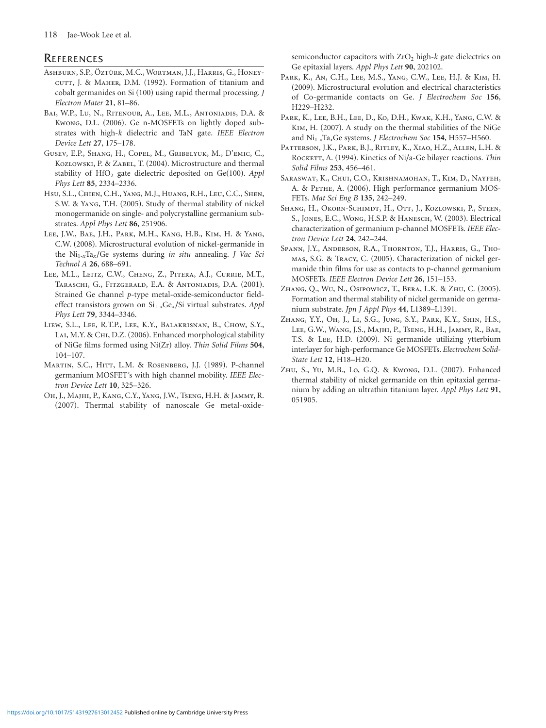## References

Ashburn, S.P., Öztürk, M.C., Wortman, J.J., Harris, G., Honeycutt, J. & Maher, D.M. (1992). Formation of titanium and cobalt germanides on Si (100) using rapid thermal processing. *J Electron Mater* **21**, 81–86.

Bai, W.P., Lu, N., Ritenour, A., Lee, M.L., Antoniadis, D.A. & Kwong, D.L. (2006). Ge n-MOSFETs on lightly doped substrates with high-*k* dielectric and TaN gate. *IEEE Electron Device Lett* **27**, 175–178.

Gusev, E.P., Shang, H., Copel, M., Gribelyuk, M., D'emic, C., Kozlowski, P. & Zabel, T. (2004). Microstructure and thermal stability of $HfO_2$ gate dielectric deposited on Ge(100). *Appl Phys Lett* **85**, 2334–2336.

Hsu, S.L., Chien, C.H., Yang, M.J., Huang, R.H., Leu, C.C., Shen, S.W. & Yang, T.H. (2005). Study of thermal stability of nickel monogermanide on single- and polycrystalline germanium substrates. *Appl Phys Lett* **86**, 251906.

Lee, J.W., Bae, J.H., Park, M.H., Kang, H.B., Kim, H. & Yang, C.W. (2008). Microstructural evolution of nickel-germanide in the $Ni_{1-x}Ta_x$/Ge systems during *in situ* annealing. *J Vac Sci Technol A* **26**, 688–691.

Lee, M.L., Leitz, C.W., Cheng, Z., Pitera, A.J., Currie, M.T., Taraschi, G., Fitzgerald, E.A. & Antoniadis, D.A. (2001). Strained Ge channel *p*-type metal-oxide-semiconductor field-effect transistors grown on $Si_{1-x}Ge_x$/Si virtual substrates. *Appl Phys Lett* **79**, 3344–3346.

Liew, S.L., Lee, R.T.P., Lee, K.Y., Balakrisnan, B., Chow, S.Y., Lai, M.Y. & Chi, D.Z. (2006). Enhanced morphological stability of NiGe films formed using Ni(Zr) alloy. *Thin Solid Films* **504**, 104–107.

Martin, S.C., Hitt, L.M. & Rosenberg, J.J. (1989). P-channel germanium MOSFET's with high channel mobility. *IEEE Electron Device Lett* **10**, 325–326.

Oh, J., Majhi, P., Kang, C.Y., Yang, J.W., Tseng, H.H. & Jammy, R. (2007). Thermal stability of nanoscale Ge metal-oxide-semiconductor capacitors with $ZrO_2$ high-*k* gate dielectrics on Ge epitaxial layers. *Appl Phys Lett* **90**, 202102.

Park, K., An, C.H., Lee, M.S., Yang, C.W., Lee, H.J. & Kim, H. (2009). Microstructural evolution and electrical characteristics of Co-germanide contacts on Ge. *J Electrochem Soc* **156**, H229–H232.

Park, K., Lee, B.H., Lee, D., Ko, D.H., Kwak, K.H., Yang, C.W. & Kim, H. (2007). A study on the thermal stabilities of the NiGe and $Ni_{1-x}Ta_x$Ge systems. *J Electrochem Soc* **154**, H557–H560.

Patterson, J.K., Park, B.J., Ritley, K., Xiao, H.Z., Allen, L.H. & Rockett, A. (1994). Kinetics of Ni/a-Ge bilayer reactions. *Thin Solid Films* **253**, 456–461.

Saraswat, K., Chui, C.O., Krishnamohan, T., Kim, D., Nayfeh, A. & Pethe, A. (2006). High performance germanium MOSFETs. *Mat Sci Eng B* **135**, 242–249.

Shang, H., Okorn-Schimdt, H., Ott, J., Kozlowski, P., Steen, S., Jones, E.C., Wong, H.S.P. & Hanesch, W. (2003). Electrical characterization of germanium p-channel MOSFETs. *IEEE Electron Device Lett* **24**, 242–244.

Spann, J.Y., Anderson, R.A., Thornton, T.J., Harris, G., Thomas, S.G. & Tracy, C. (2005). Characterization of nickel germanide thin films for use as contacts to p-channel germanium MOSFETs. *IEEE Electron Device Lett* **26**, 151–153.

Zhang, Q., Wu, N., Osipowicz, T., Bera, L.K. & Zhu, C. (2005). Formation and thermal stability of nickel germanide on germanium substrate. *Jpn J Appl Phys* **44**, L1389–L1391.

Zhang, Y.Y., Oh, J., Li, S.G., Jung, S.Y., Park, K.Y., Shin, H.S., Lee, G.W., Wang, J.S., Majhi, P., Tseng, H.H., Jammy, R., Bae, T.S. & Lee, H.D. (2009). Ni germanide utilizing ytterbium interlayer for high-performance Ge MOSFETs. *Electrochem Solid-State Lett* **12**, H18–H20.

Zhu, S., Yu, M.B., Lo, G.Q. & Kwong, D.L. (2007). Enhanced thermal stability of nickel germanide on thin epitaxial germanium by adding an ultrathin titanium layer. *Appl Phys Lett* **91**, 051905.